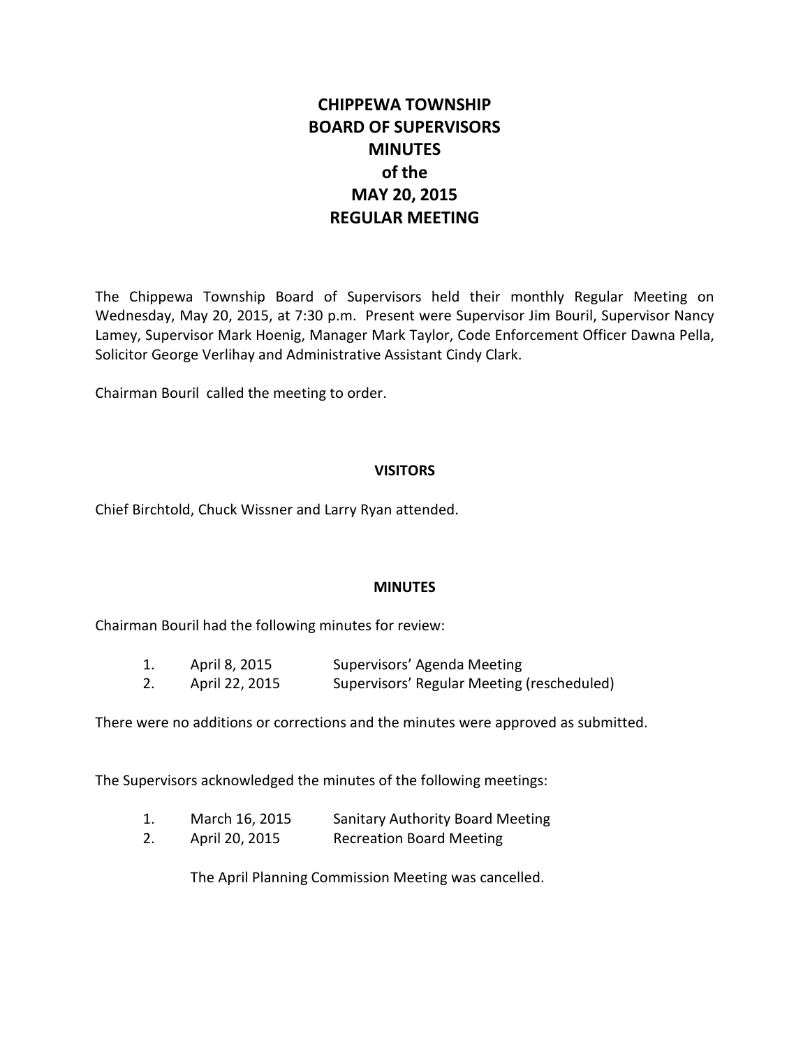# CHIPPEWA TOWNSHIP BOARD OF SUPERVISORS MINUTES of the MAY 20, 2015 REGULAR MEETING

The Chippewa Township Board of Supervisors held their monthly Regular Meeting on Wednesday, May 20, 2015, at 7:30 p.m. Present were Supervisor Jim Bouril, Supervisor Nancy Lamey, Supervisor Mark Hoenig, Manager Mark Taylor, Code Enforcement Officer Dawna Pella, Solicitor George Verlihay and Administrative Assistant Cindy Clark.

Chairman Bouril called the meeting to order.

## VISITORS

Chief Birchtold, Chuck Wissner and Larry Ryan attended.

## MINUTES

Chairman Bouril had the following minutes for review:

1. April 8, 2015 Supervisors' Agenda Meeting
2. April 22, 2015 Supervisors' Regular Meeting (rescheduled)

There were no additions or corrections and the minutes were approved as submitted.

The Supervisors acknowledged the minutes of the following meetings:

1. March 16, 2015 Sanitary Authority Board Meeting
2. April 20, 2015 Recreation Board Meeting

The April Planning Commission Meeting was cancelled.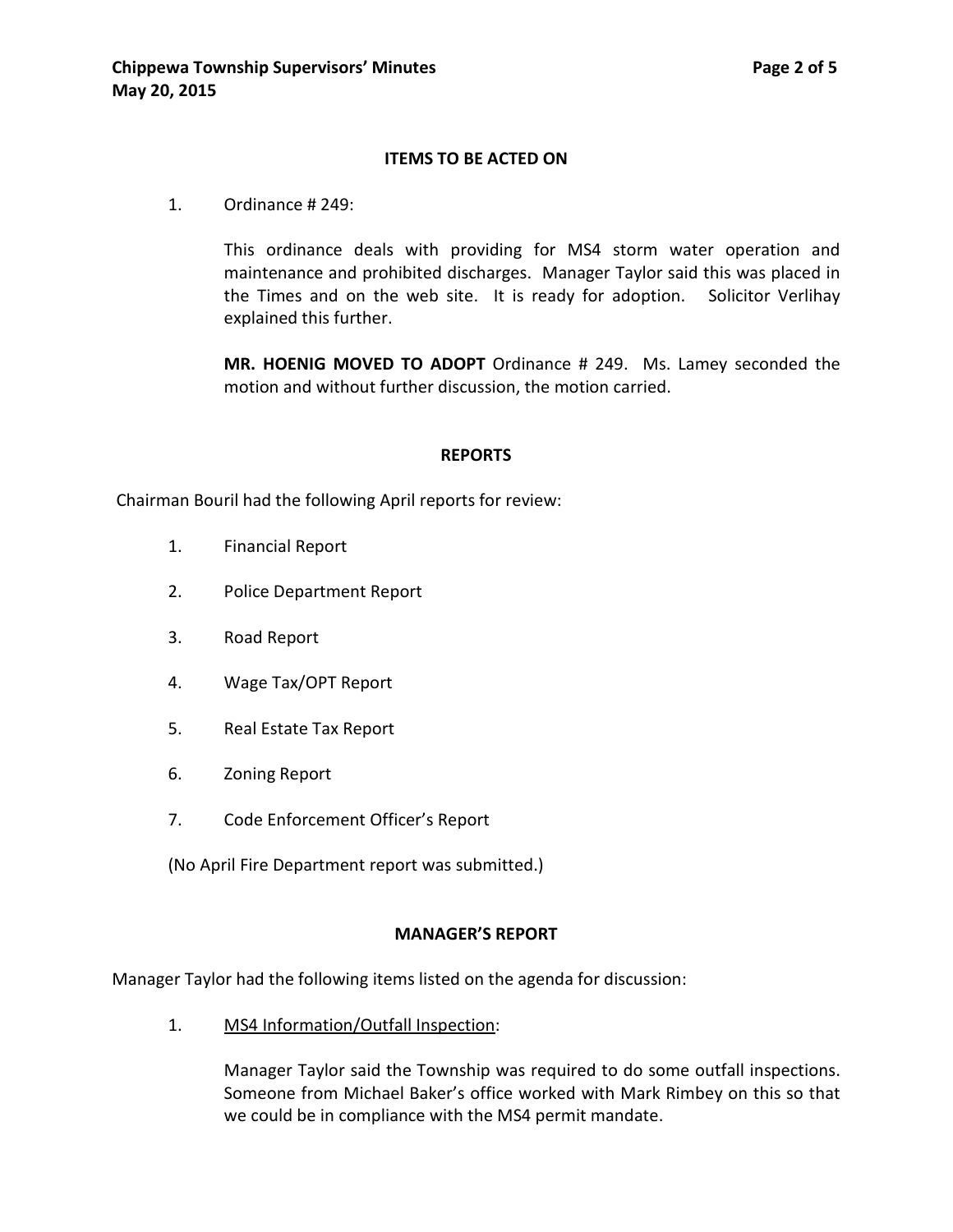## ITEMS TO BE ACTED ON

1. Ordinance # 249:

   This ordinance deals with providing for MS4 storm water operation and maintenance and prohibited discharges. Manager Taylor said this was placed in the Times and on the web site. It is ready for adoption. Solicitor Verlihay explained this further.

   **MR. HOENIG MOVED TO ADOPT** Ordinance # 249. Ms. Lamey seconded the motion and without further discussion, the motion carried.

## REPORTS

Chairman Bouril had the following April reports for review:

1. Financial Report
2. Police Department Report
3. Road Report
4. Wage Tax/OPT Report
5. Real Estate Tax Report
6. Zoning Report
7. Code Enforcement Officer's Report

(No April Fire Department report was submitted.)

## MANAGER'S REPORT

Manager Taylor had the following items listed on the agenda for discussion:

1. <u>MS4 Information/Outfall Inspection</u>:

   Manager Taylor said the Township was required to do some outfall inspections. Someone from Michael Baker's office worked with Mark Rimbey on this so that we could be in compliance with the MS4 permit mandate.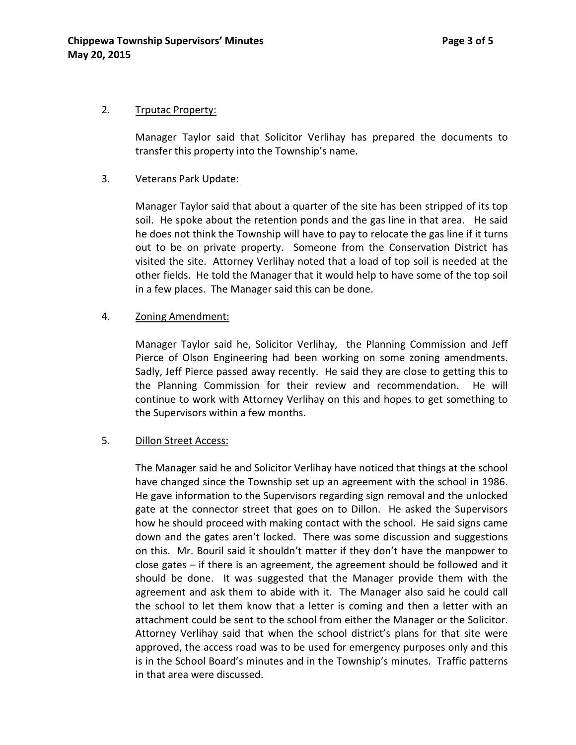2. <u>Trputac Property:</u>

   Manager Taylor said that Solicitor Verlihay has prepared the documents to transfer this property into the Township's name.

3. <u>Veterans Park Update:</u>

   Manager Taylor said that about a quarter of the site has been stripped of its top soil. He spoke about the retention ponds and the gas line in that area. He said he does not think the Township will have to pay to relocate the gas line if it turns out to be on private property. Someone from the Conservation District has visited the site. Attorney Verlihay noted that a load of top soil is needed at the other fields. He told the Manager that it would help to have some of the top soil in a few places. The Manager said this can be done.

4. <u>Zoning Amendment:</u>

   Manager Taylor said he, Solicitor Verlihay, the Planning Commission and Jeff Pierce of Olson Engineering had been working on some zoning amendments. Sadly, Jeff Pierce passed away recently. He said they are close to getting this to the Planning Commission for their review and recommendation. He will continue to work with Attorney Verlihay on this and hopes to get something to the Supervisors within a few months.

5. <u>Dillon Street Access:</u>

   The Manager said he and Solicitor Verlihay have noticed that things at the school have changed since the Township set up an agreement with the school in 1986. He gave information to the Supervisors regarding sign removal and the unlocked gate at the connector street that goes on to Dillon. He asked the Supervisors how he should proceed with making contact with the school. He said signs came down and the gates aren't locked. There was some discussion and suggestions on this. Mr. Bouril said it shouldn't matter if they don't have the manpower to close gates – if there is an agreement, the agreement should be followed and it should be done. It was suggested that the Manager provide them with the agreement and ask them to abide with it. The Manager also said he could call the school to let them know that a letter is coming and then a letter with an attachment could be sent to the school from either the Manager or the Solicitor. Attorney Verlihay said that when the school district's plans for that site were approved, the access road was to be used for emergency purposes only and this is in the School Board's minutes and in the Township's minutes. Traffic patterns in that area were discussed.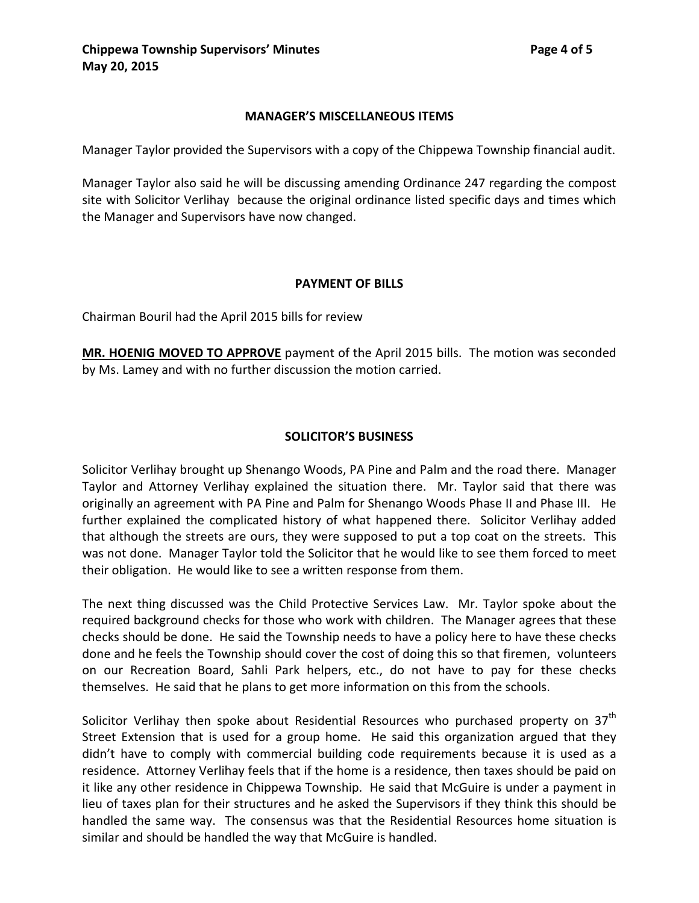## MANAGER'S MISCELLANEOUS ITEMS

Manager Taylor provided the Supervisors with a copy of the Chippewa Township financial audit.

Manager Taylor also said he will be discussing amending Ordinance 247 regarding the compost site with Solicitor Verlihay because the original ordinance listed specific days and times which the Manager and Supervisors have now changed.

## PAYMENT OF BILLS

Chairman Bouril had the April 2015 bills for review

**MR. HOENIG MOVED TO APPROVE** payment of the April 2015 bills. The motion was seconded by Ms. Lamey and with no further discussion the motion carried.

## SOLICITOR'S BUSINESS

Solicitor Verlihay brought up Shenango Woods, PA Pine and Palm and the road there. Manager Taylor and Attorney Verlihay explained the situation there. Mr. Taylor said that there was originally an agreement with PA Pine and Palm for Shenango Woods Phase II and Phase III. He further explained the complicated history of what happened there. Solicitor Verlihay added that although the streets are ours, they were supposed to put a top coat on the streets. This was not done. Manager Taylor told the Solicitor that he would like to see them forced to meet their obligation. He would like to see a written response from them.

The next thing discussed was the Child Protective Services Law. Mr. Taylor spoke about the required background checks for those who work with children. The Manager agrees that these checks should be done. He said the Township needs to have a policy here to have these checks done and he feels the Township should cover the cost of doing this so that firemen, volunteers on our Recreation Board, Sahli Park helpers, etc., do not have to pay for these checks themselves. He said that he plans to get more information on this from the schools.

Solicitor Verlihay then spoke about Residential Resources who purchased property on 37th Street Extension that is used for a group home. He said this organization argued that they didn't have to comply with commercial building code requirements because it is used as a residence. Attorney Verlihay feels that if the home is a residence, then taxes should be paid on it like any other residence in Chippewa Township. He said that McGuire is under a payment in lieu of taxes plan for their structures and he asked the Supervisors if they think this should be handled the same way. The consensus was that the Residential Resources home situation is similar and should be handled the way that McGuire is handled.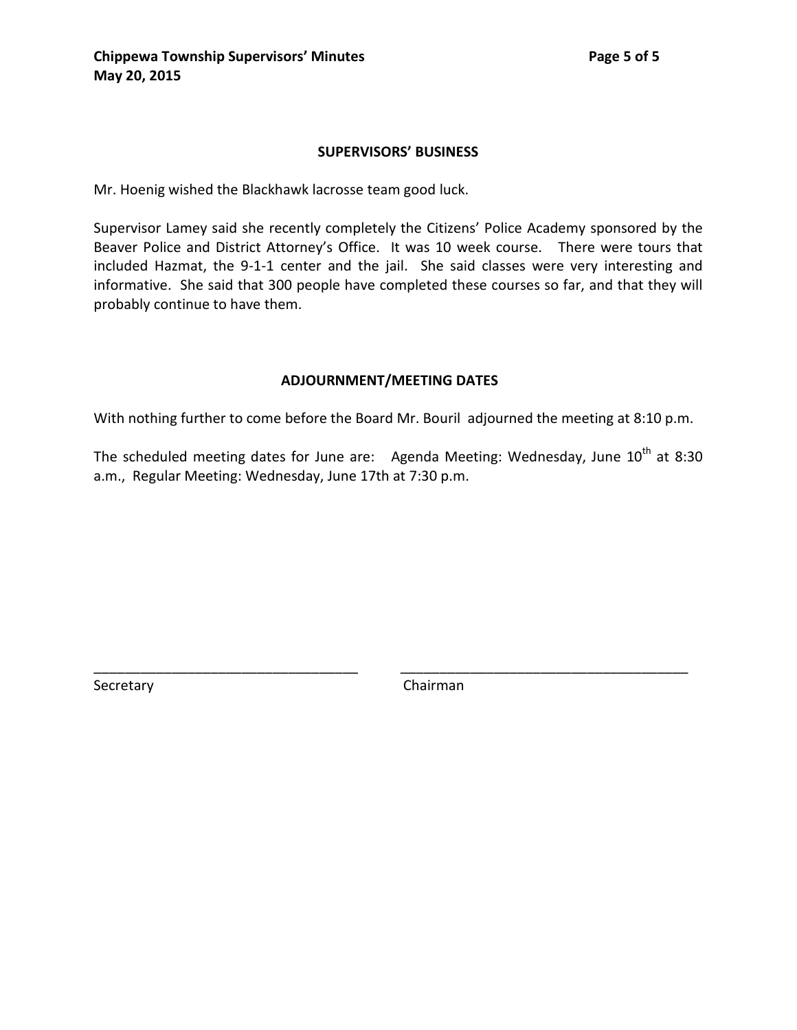## SUPERVISORS' BUSINESS

Mr. Hoenig wished the Blackhawk lacrosse team good luck.

Supervisor Lamey said she recently completely the Citizens' Police Academy sponsored by the Beaver Police and District Attorney's Office. It was 10 week course. There were tours that included Hazmat, the 9-1-1 center and the jail. She said classes were very interesting and informative. She said that 300 people have completed these courses so far, and that they will probably continue to have them.

## ADJOURNMENT/MEETING DATES

With nothing further to come before the Board Mr. Bouril adjourned the meeting at 8:10 p.m.

The scheduled meeting dates for June are: Agenda Meeting: Wednesday, June 10th at 8:30 a.m., Regular Meeting: Wednesday, June 17th at 7:30 p.m.

\_\_\_\_\_\_\_\_\_\_\_\_\_\_\_\_\_\_\_\_\_\_\_\_\_\_\_\_\_\_\_\_\_\_ \_\_\_\_\_\_\_\_\_\_\_\_\_\_\_\_\_\_\_\_\_\_\_\_\_\_\_\_\_\_\_\_\_\_\_\_\_\_

Secretary Chairman